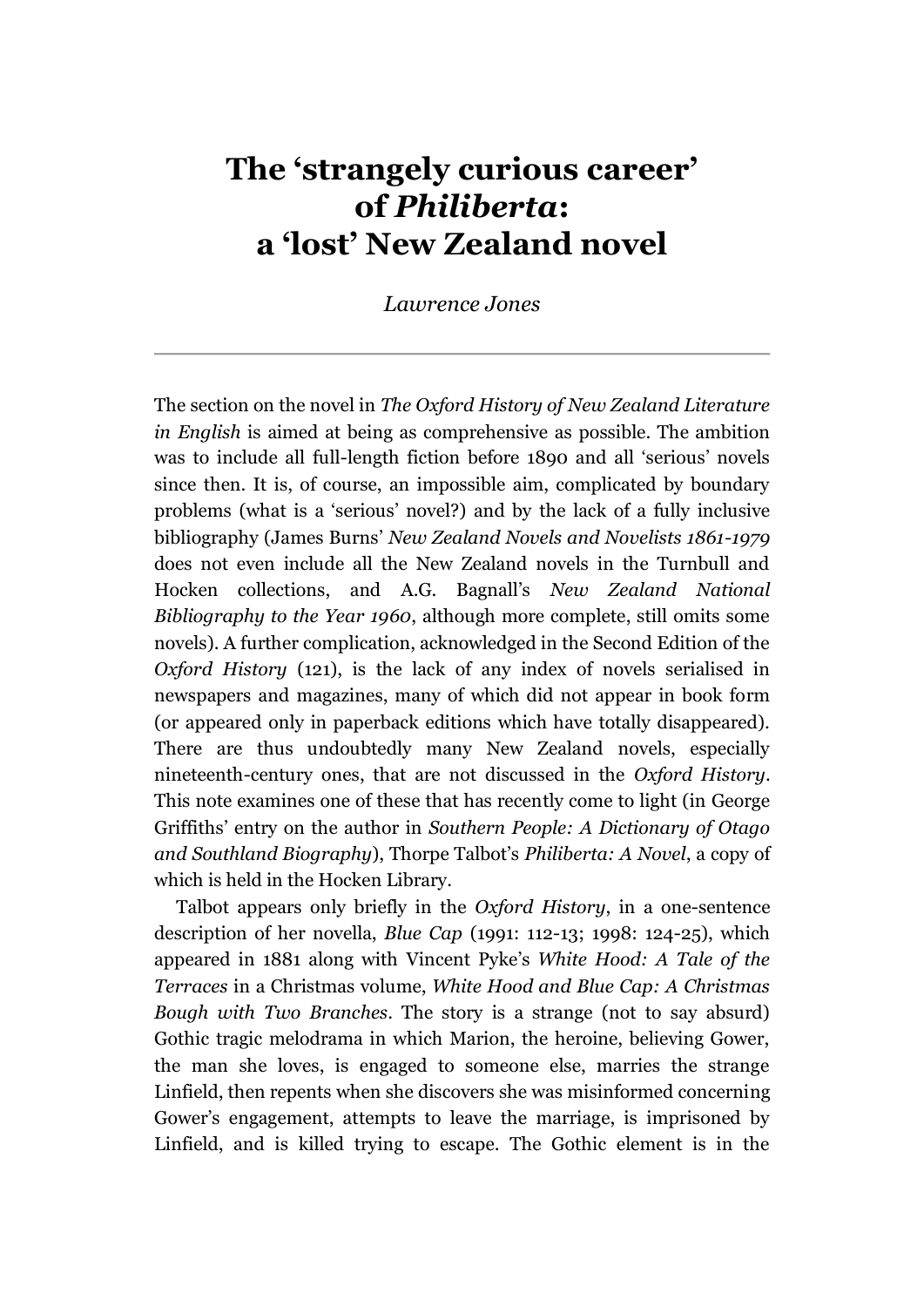# The 'strangely curious career' of *Philiberta*: a 'lost' New Zealand novel

*Lawrence Jones*

---

The section on the novel in *The Oxford History of New Zealand Literature in English* is aimed at being as comprehensive as possible. The ambition was to include all full-length fiction before 1890 and all 'serious' novels since then. It is, of course, an impossible aim, complicated by boundary problems (what is a 'serious' novel?) and by the lack of a fully inclusive bibliography (James Burns' *New Zealand Novels and Novelists 1861-1979* does not even include all the New Zealand novels in the Turnbull and Hocken collections, and A.G. Bagnall's *New Zealand National Bibliography to the Year 1960*, although more complete, still omits some novels). A further complication, acknowledged in the Second Edition of the *Oxford History* (121), is the lack of any index of novels serialised in newspapers and magazines, many of which did not appear in book form (or appeared only in paperback editions which have totally disappeared). There are thus undoubtedly many New Zealand novels, especially nineteenth-century ones, that are not discussed in the *Oxford History*. This note examines one of these that has recently come to light (in George Griffiths' entry on the author in *Southern People: A Dictionary of Otago and Southland Biography*), Thorpe Talbot's *Philiberta: A Novel*, a copy of which is held in the Hocken Library.

Talbot appears only briefly in the *Oxford History*, in a one-sentence description of her novella, *Blue Cap* (1991: 112-13; 1998: 124-25), which appeared in 1881 along with Vincent Pyke's *White Hood: A Tale of the Terraces* in a Christmas volume, *White Hood and Blue Cap: A Christmas Bough with Two Branches*. The story is a strange (not to say absurd) Gothic tragic melodrama in which Marion, the heroine, believing Gower, the man she loves, is engaged to someone else, marries the strange Linfield, then repents when she discovers she was misinformed concerning Gower's engagement, attempts to leave the marriage, is imprisoned by Linfield, and is killed trying to escape. The Gothic element is in the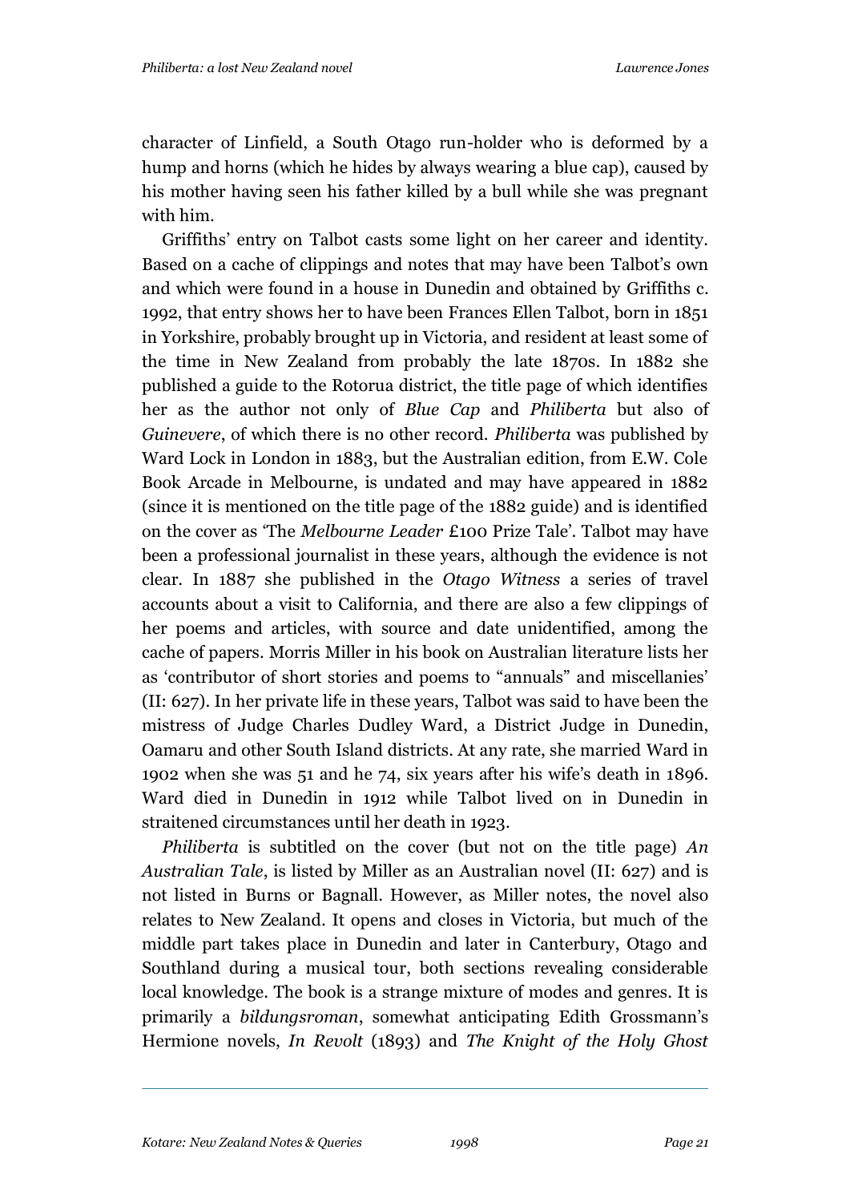character of Linfield, a South Otago run-holder who is deformed by a hump and horns (which he hides by always wearing a blue cap), caused by his mother having seen his father killed by a bull while she was pregnant with him.

Griffiths' entry on Talbot casts some light on her career and identity. Based on a cache of clippings and notes that may have been Talbot's own and which were found in a house in Dunedin and obtained by Griffiths c. 1992, that entry shows her to have been Frances Ellen Talbot, born in 1851 in Yorkshire, probably brought up in Victoria, and resident at least some of the time in New Zealand from probably the late 1870s. In 1882 she published a guide to the Rotorua district, the title page of which identifies her as the author not only of *Blue Cap* and *Philiberta* but also of *Guinevere*, of which there is no other record. *Philiberta* was published by Ward Lock in London in 1883, but the Australian edition, from E.W. Cole Book Arcade in Melbourne, is undated and may have appeared in 1882 (since it is mentioned on the title page of the 1882 guide) and is identified on the cover as 'The *Melbourne Leader* £100 Prize Tale'. Talbot may have been a professional journalist in these years, although the evidence is not clear. In 1887 she published in the *Otago Witness* a series of travel accounts about a visit to California, and there are also a few clippings of her poems and articles, with source and date unidentified, among the cache of papers. Morris Miller in his book on Australian literature lists her as 'contributor of short stories and poems to "annuals" and miscellanies' (II: 627). In her private life in these years, Talbot was said to have been the mistress of Judge Charles Dudley Ward, a District Judge in Dunedin, Oamaru and other South Island districts. At any rate, she married Ward in 1902 when she was 51 and he 74, six years after his wife's death in 1896. Ward died in Dunedin in 1912 while Talbot lived on in Dunedin in straitened circumstances until her death in 1923.

*Philiberta* is subtitled on the cover (but not on the title page) *An Australian Tale*, is listed by Miller as an Australian novel (II: 627) and is not listed in Burns or Bagnall. However, as Miller notes, the novel also relates to New Zealand. It opens and closes in Victoria, but much of the middle part takes place in Dunedin and later in Canterbury, Otago and Southland during a musical tour, both sections revealing considerable local knowledge. The book is a strange mixture of modes and genres. It is primarily a *bildungsroman*, somewhat anticipating Edith Grossmann's Hermione novels, *In Revolt* (1893) and *The Knight of the Holy Ghost*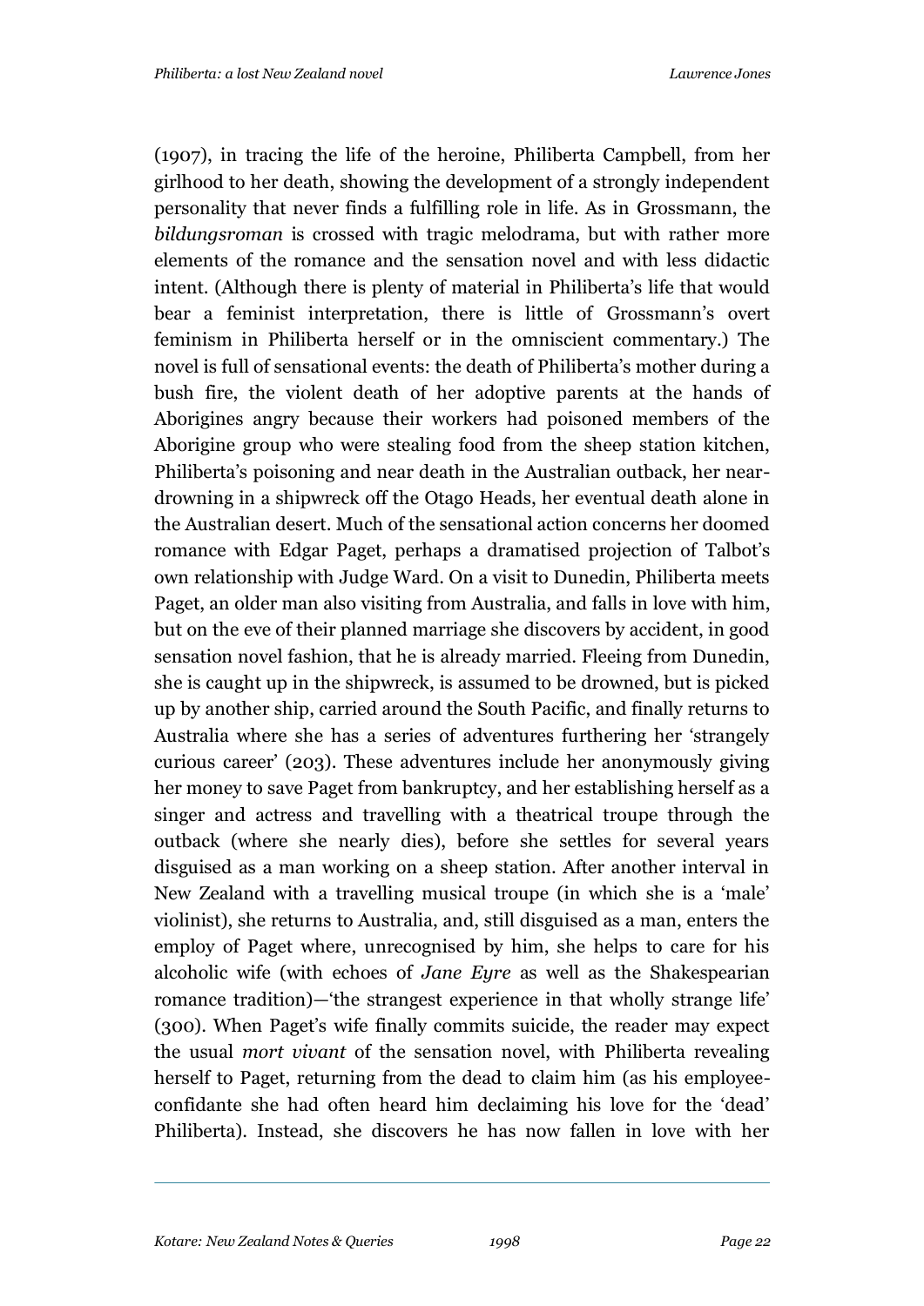(1907), in tracing the life of the heroine, Philiberta Campbell, from her girlhood to her death, showing the development of a strongly independent personality that never finds a fulfilling role in life. As in Grossmann, the *bildungsroman* is crossed with tragic melodrama, but with rather more elements of the romance and the sensation novel and with less didactic intent. (Although there is plenty of material in Philiberta's life that would bear a feminist interpretation, there is little of Grossmann's overt feminism in Philiberta herself or in the omniscient commentary.) The novel is full of sensational events: the death of Philiberta's mother during a bush fire, the violent death of her adoptive parents at the hands of Aborigines angry because their workers had poisoned members of the Aborigine group who were stealing food from the sheep station kitchen, Philiberta's poisoning and near death in the Australian outback, her near-drowning in a shipwreck off the Otago Heads, her eventual death alone in the Australian desert. Much of the sensational action concerns her doomed romance with Edgar Paget, perhaps a dramatised projection of Talbot's own relationship with Judge Ward. On a visit to Dunedin, Philiberta meets Paget, an older man also visiting from Australia, and falls in love with him, but on the eve of their planned marriage she discovers by accident, in good sensation novel fashion, that he is already married. Fleeing from Dunedin, she is caught up in the shipwreck, is assumed to be drowned, but is picked up by another ship, carried around the South Pacific, and finally returns to Australia where she has a series of adventures furthering her 'strangely curious career' (203). These adventures include her anonymously giving her money to save Paget from bankruptcy, and her establishing herself as a singer and actress and travelling with a theatrical troupe through the outback (where she nearly dies), before she settles for several years disguised as a man working on a sheep station. After another interval in New Zealand with a travelling musical troupe (in which she is a 'male' violinist), she returns to Australia, and, still disguised as a man, enters the employ of Paget where, unrecognised by him, she helps to care for his alcoholic wife (with echoes of *Jane Eyre* as well as the Shakespearian romance tradition)—'the strangest experience in that wholly strange life' (300). When Paget's wife finally commits suicide, the reader may expect the usual *mort vivant* of the sensation novel, with Philiberta revealing herself to Paget, returning from the dead to claim him (as his employee-confidante she had often heard him declaiming his love for the 'dead' Philiberta). Instead, she discovers he has now fallen in love with her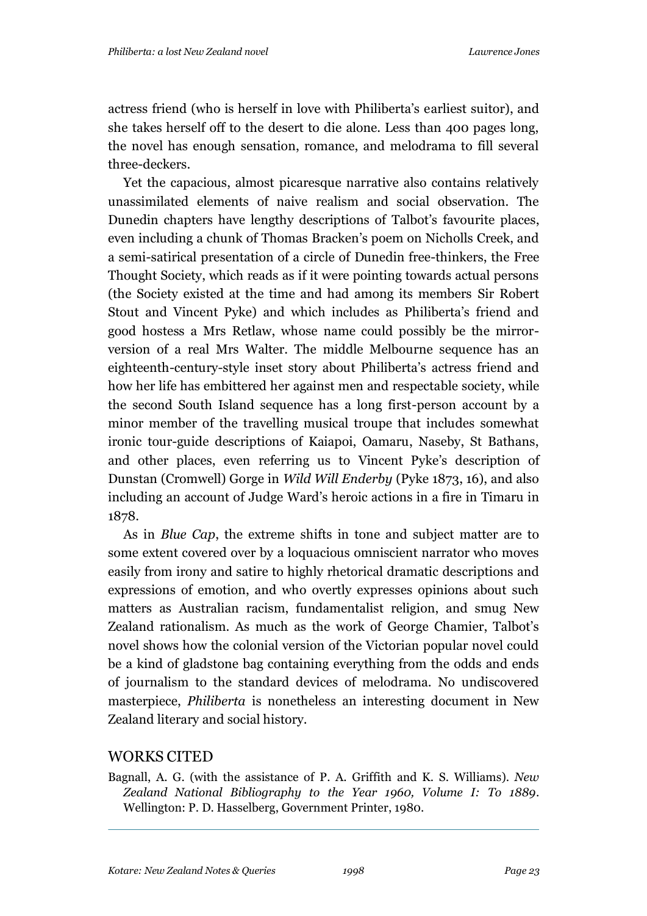actress friend (who is herself in love with Philiberta's earliest suitor), and she takes herself off to the desert to die alone. Less than 400 pages long, the novel has enough sensation, romance, and melodrama to fill several three-deckers.

Yet the capacious, almost picaresque narrative also contains relatively unassimilated elements of naive realism and social observation. The Dunedin chapters have lengthy descriptions of Talbot's favourite places, even including a chunk of Thomas Bracken's poem on Nicholls Creek, and a semi-satirical presentation of a circle of Dunedin free-thinkers, the Free Thought Society, which reads as if it were pointing towards actual persons (the Society existed at the time and had among its members Sir Robert Stout and Vincent Pyke) and which includes as Philiberta's friend and good hostess a Mrs Retlaw, whose name could possibly be the mirror-version of a real Mrs Walter. The middle Melbourne sequence has an eighteenth-century-style inset story about Philiberta's actress friend and how her life has embittered her against men and respectable society, while the second South Island sequence has a long first-person account by a minor member of the travelling musical troupe that includes somewhat ironic tour-guide descriptions of Kaiapoi, Oamaru, Naseby, St Bathans, and other places, even referring us to Vincent Pyke's description of Dunstan (Cromwell) Gorge in *Wild Will Enderby* (Pyke 1873, 16), and also including an account of Judge Ward's heroic actions in a fire in Timaru in 1878.

As in *Blue Cap*, the extreme shifts in tone and subject matter are to some extent covered over by a loquacious omniscient narrator who moves easily from irony and satire to highly rhetorical dramatic descriptions and expressions of emotion, and who overtly expresses opinions about such matters as Australian racism, fundamentalist religion, and smug New Zealand rationalism. As much as the work of George Chamier, Talbot's novel shows how the colonial version of the Victorian popular novel could be a kind of gladstone bag containing everything from the odds and ends of journalism to the standard devices of melodrama. No undiscovered masterpiece, *Philiberta* is nonetheless an interesting document in New Zealand literary and social history.

## WORKS CITED

Bagnall, A. G. (with the assistance of P. A. Griffith and K. S. Williams). *New Zealand National Bibliography to the Year 1960, Volume I: To 1889*. Wellington: P. D. Hasselberg, Government Printer, 1980.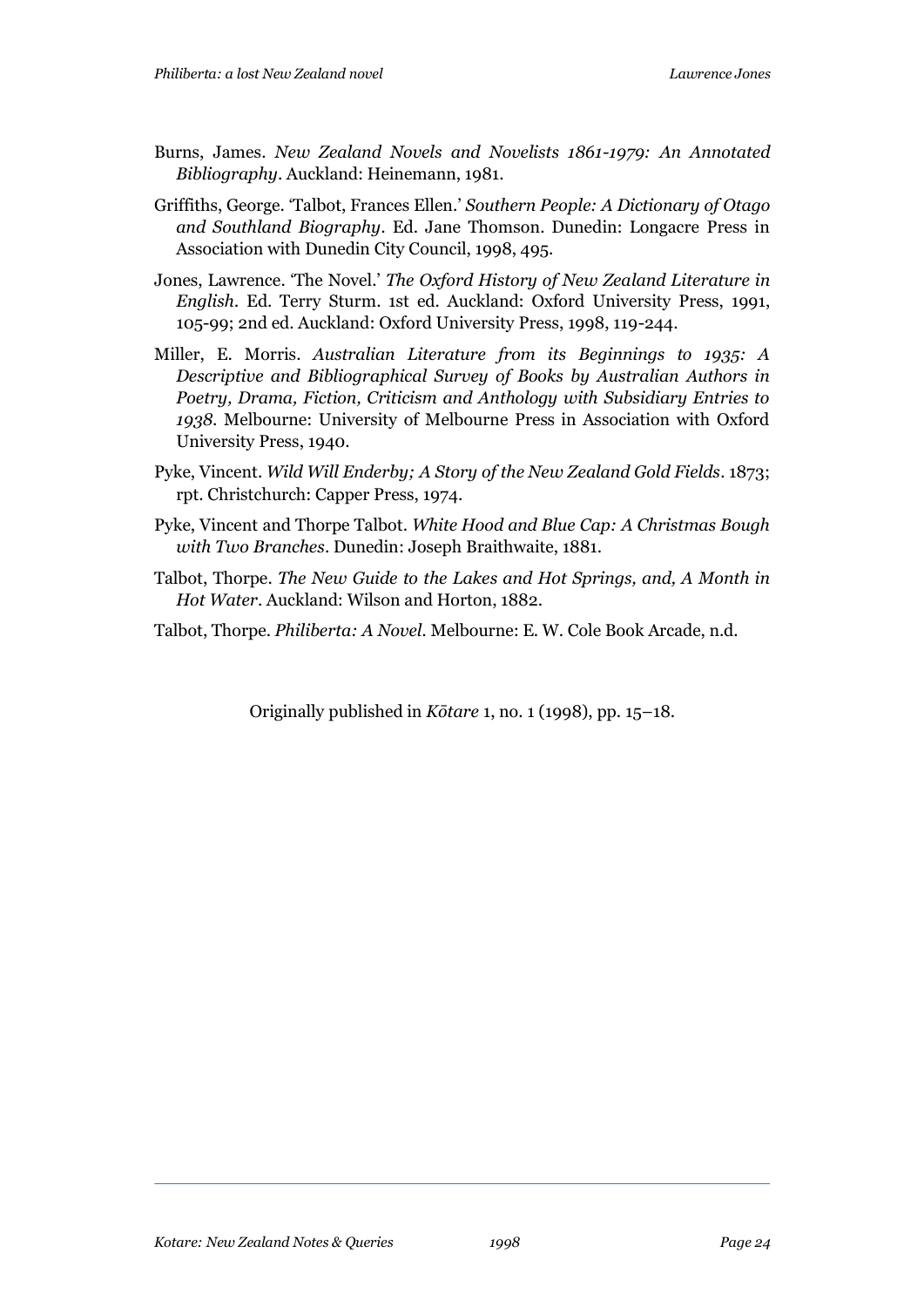Burns, James. *New Zealand Novels and Novelists 1861-1979: An Annotated Bibliography*. Auckland: Heinemann, 1981.

Griffiths, George. 'Talbot, Frances Ellen.' *Southern People: A Dictionary of Otago and Southland Biography*. Ed. Jane Thomson. Dunedin: Longacre Press in Association with Dunedin City Council, 1998, 495.

Jones, Lawrence. 'The Novel.' *The Oxford History of New Zealand Literature in English*. Ed. Terry Sturm. 1st ed. Auckland: Oxford University Press, 1991, 105-99; 2nd ed. Auckland: Oxford University Press, 1998, 119-244.

Miller, E. Morris. *Australian Literature from its Beginnings to 1935: A Descriptive and Bibliographical Survey of Books by Australian Authors in Poetry, Drama, Fiction, Criticism and Anthology with Subsidiary Entries to 1938*. Melbourne: University of Melbourne Press in Association with Oxford University Press, 1940.

Pyke, Vincent. *Wild Will Enderby; A Story of the New Zealand Gold Fields*. 1873; rpt. Christchurch: Capper Press, 1974.

Pyke, Vincent and Thorpe Talbot. *White Hood and Blue Cap: A Christmas Bough with Two Branches*. Dunedin: Joseph Braithwaite, 1881.

Talbot, Thorpe. *The New Guide to the Lakes and Hot Springs, and, A Month in Hot Water*. Auckland: Wilson and Horton, 1882.

Talbot, Thorpe. *Philiberta: A Novel*. Melbourne: E. W. Cole Book Arcade, n.d.

Originally published in *Kōtare* 1, no. 1 (1998), pp. 15–18.